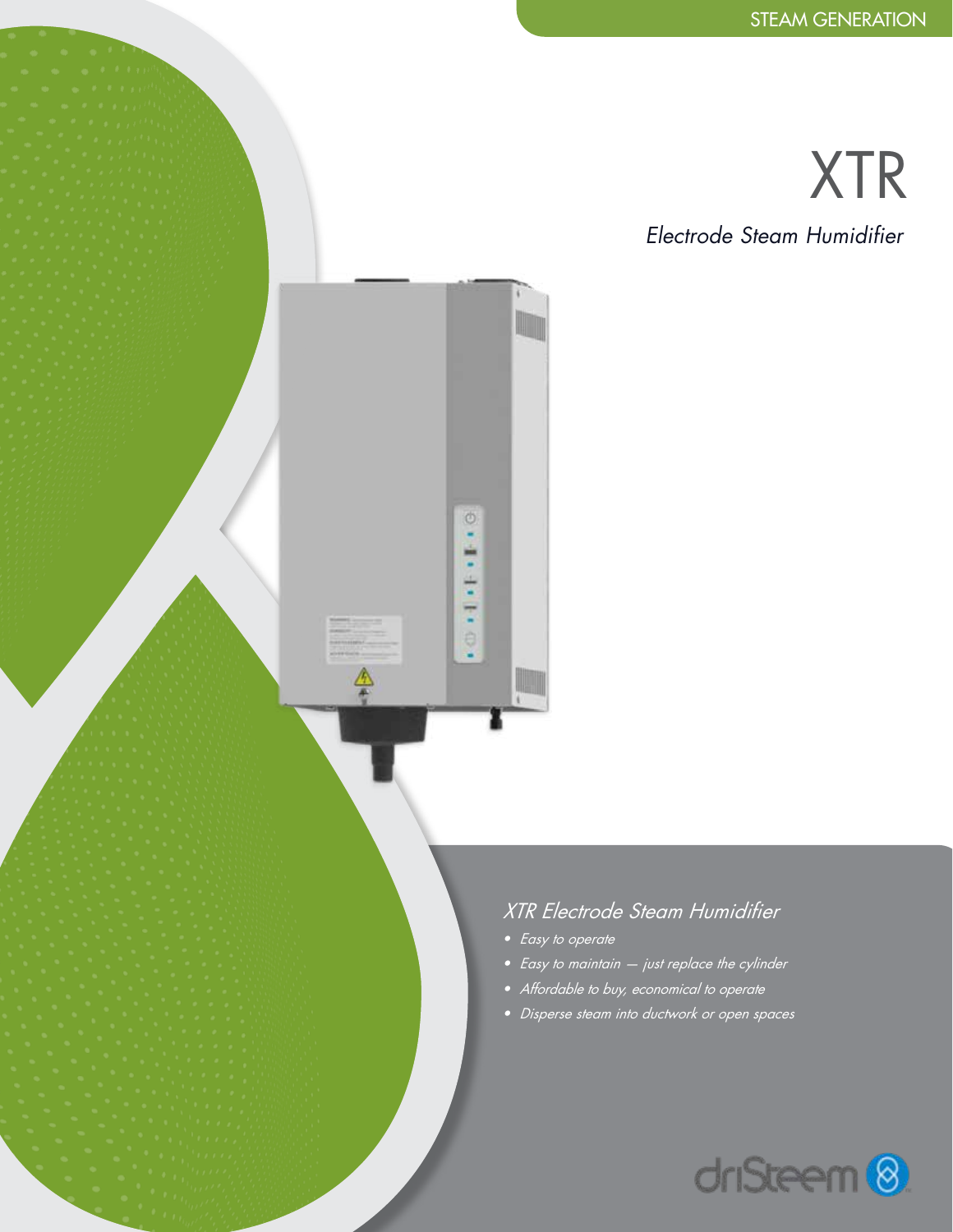STEAM GENERATION

# XTR

*Electrode Steam Humidifier*

## *XTR Electrode Steam Humidifier*

- *Easy to operate*
- *Easy to maintain — just replace the cylinder*
- *Affordable to buy, economical to operate*
- *Disperse steam into ductwork or open spaces*

driSteem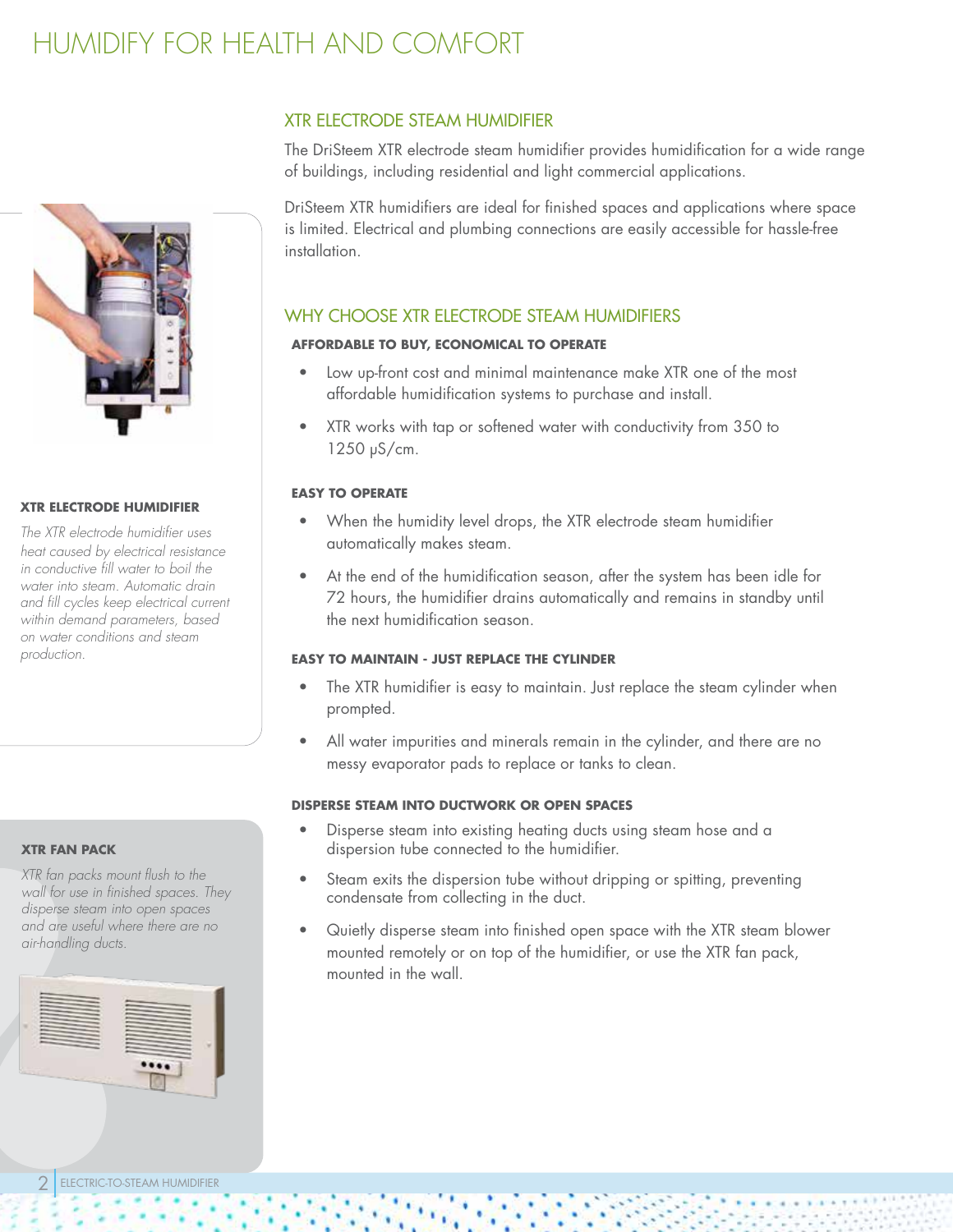# HUMIDIFY FOR HEALTH AND COMFORT

**XTR ELECTRODE HUMIDIFIER**

*The XTR electrode humidifier uses heat caused by electrical resistance in conductive fill water to boil the water into steam. Automatic drain and fill cycles keep electrical current within demand parameters, based on water conditions and steam production.*

**XTR FAN PACK**

*XTR fan packs mount flush to the wall for use in finished spaces. They disperse steam into open spaces and are useful where there are no air-handling ducts.*

## XTR ELECTRODE STEAM HUMIDIFIER

The DriSteem XTR electrode steam humidifier provides humidification for a wide range of buildings, including residential and light commercial applications.

DriSteem XTR humidifiers are ideal for finished spaces and applications where space is limited. Electrical and plumbing connections are easily accessible for hassle-free installation.

## WHY CHOOSE XTR ELECTRODE STEAM HUMIDIFIERS

### AFFORDABLE TO BUY, ECONOMICAL TO OPERATE

- Low up-front cost and minimal maintenance make XTR one of the most affordable humidification systems to purchase and install.
- XTR works with tap or softened water with conductivity from 350 to 1250 μS/cm.

### EASY TO OPERATE

- When the humidity level drops, the XTR electrode steam humidifier automatically makes steam.
- At the end of the humidification season, after the system has been idle for 72 hours, the humidifier drains automatically and remains in standby until the next humidification season.

### EASY TO MAINTAIN - JUST REPLACE THE CYLINDER

- The XTR humidifier is easy to maintain. Just replace the steam cylinder when prompted.
- All water impurities and minerals remain in the cylinder, and there are no messy evaporator pads to replace or tanks to clean.

### DISPERSE STEAM INTO DUCTWORK OR OPEN SPACES

- Disperse steam into existing heating ducts using steam hose and a dispersion tube connected to the humidifier.
- Steam exits the dispersion tube without dripping or spitting, preventing condensate from collecting in the duct.
- Quietly disperse steam into finished open space with the XTR steam blower mounted remotely or on top of the humidifier, or use the XTR fan pack, mounted in the wall.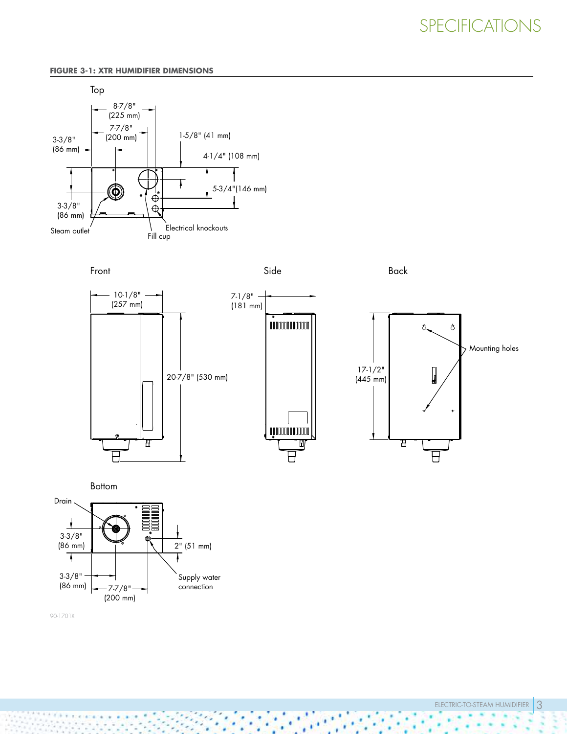# SPECIFICATIONS

**FIGURE 3-1: XTR HUMIDIFIER DIMENSIONS**

Top

8-7/8" (225 mm)

7-7/8" (200 mm)

3-3/8" (86 mm)

1-5/8" (41 mm)

4-1/4" (108 mm)

5-3/4"(146 mm)

3-3/8" (86 mm)

Steam outlet

Electrical knockouts

Fill cup

Front

10-1/8" (257 mm)

20-7/8" (530 mm)

Side

7-1/8" (181 mm)

Back

Mounting holes

17-1/2" (445 mm)

Bottom

Drain

3-3/8" (86 mm)

2" (51 mm)

Supply water connection

3-3/8" (86 mm)

7-7/8" (200 mm)

90-1701X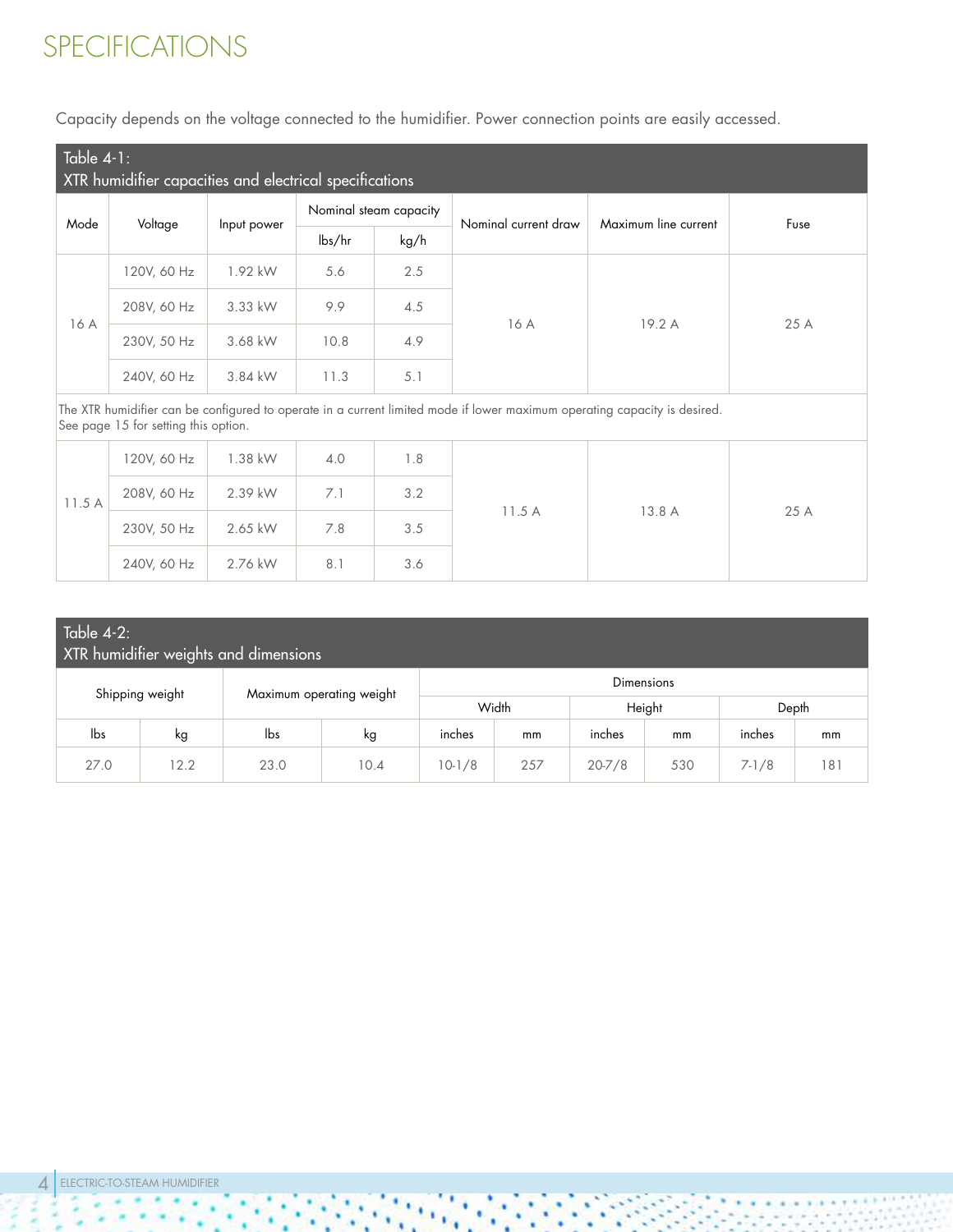# SPECIFICATIONS

Capacity depends on the voltage connected to the humidifier. Power connection points are easily accessed.

**Table 4-1: XTR humidifier capacities and electrical specifications**

| Mode | Voltage | Input power | Nominal steam capacity | | Nominal current draw | Maximum line current | Fuse |
|---|---|---|---|---|---|---|---|
| | | | lbs/hr | kg/h | | | |
| 16 A | 120V, 60 Hz | 1.92 kW | 5.6 | 2.5 | 16 A | 19.2 A | 25 A |
| | 208V, 60 Hz | 3.33 kW | 9.9 | 4.5 | | | |
| | 230V, 50 Hz | 3.68 kW | 10.8 | 4.9 | | | |
| | 240V, 60 Hz | 3.84 kW | 11.3 | 5.1 | | | |
| The XTR humidifier can be configured to operate in a current limited mode if lower maximum operating capacity is desired. See page 15 for setting this option. | | | | | | | |
| 11.5 A | 120V, 60 Hz | 1.38 kW | 4.0 | 1.8 | 11.5 A | 13.8 A | 25 A |
| | 208V, 60 Hz | 2.39 kW | 7.1 | 3.2 | | | |
| | 230V, 50 Hz | 2.65 kW | 7.8 | 3.5 | | | |
| | 240V, 60 Hz | 2.76 kW | 8.1 | 3.6 | | | |

**Table 4-2: XTR humidifier weights and dimensions**

| Shipping weight | | Maximum operating weight | | Dimensions | | | | | |
|---|---|---|---|---|---|---|---|---|---|
| | | | | Width | | Height | | Depth | |
| lbs | kg | lbs | kg | inches | mm | inches | mm | inches | mm |
| 27.0 | 12.2 | 23.0 | 10.4 | 10-1/8 | 257 | 20-7/8 | 530 | 7-1/8 | 181 |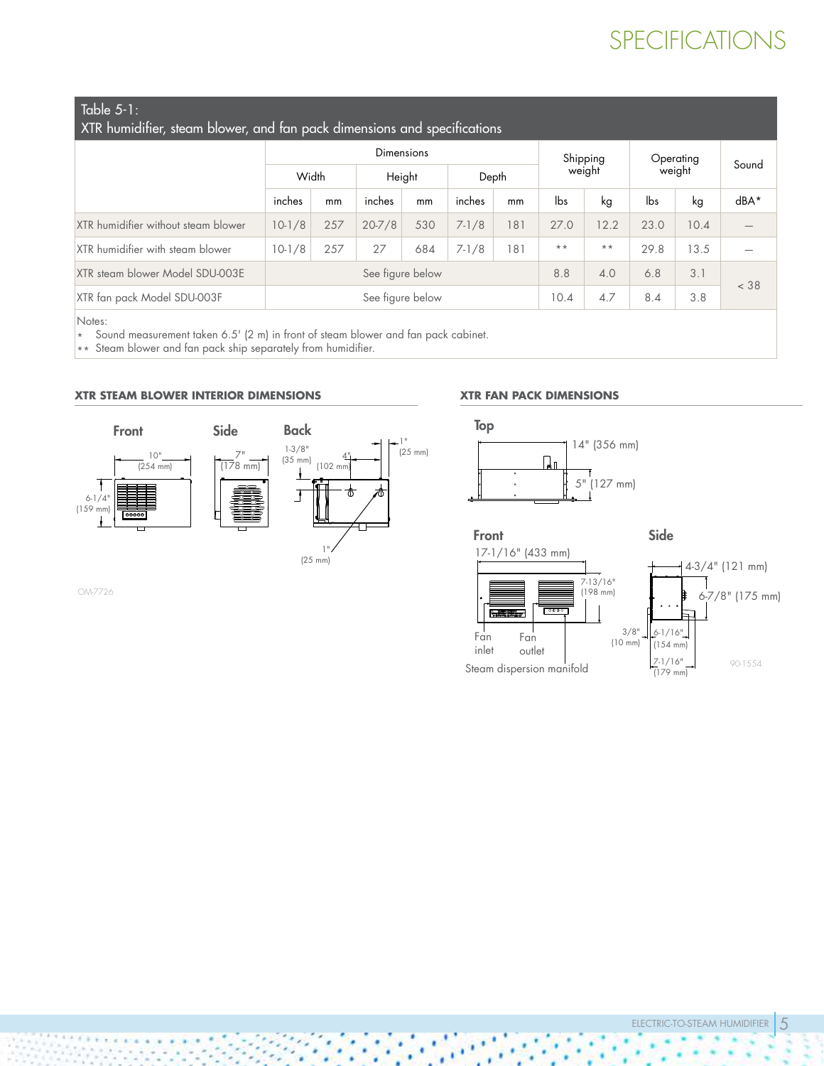# SPECIFICATIONS

**Table 5-1:**
**XTR humidifier, steam blower, and fan pack dimensions and specifications**

| | Dimensions | | | | | | Shipping weight | | Operating weight | | Sound |
|---|---|---|---|---|---|---|---|---|---|---|---|
| | Width | | Height | | Depth | | | | | | |
| | inches | mm | inches | mm | inches | mm | lbs | kg | lbs | kg | dBA* |
| XTR humidifier without steam blower | 10-1/8 | 257 | 20-7/8 | 530 | 7-1/8 | 181 | 27.0 | 12.2 | 23.0 | 10.4 | — |
| XTR humidifier with steam blower | 10-1/8 | 257 | 27 | 684 | 7-1/8 | 181 | ** | ** | 29.8 | 13.5 | — |
| XTR steam blower Model SDU-003E | See figure below | | | | | | 8.8 | 4.0 | 6.8 | 3.1 | < 38 |
| XTR fan pack Model SDU-003F | See figure below | | | | | | 10.4 | 4.7 | 8.4 | 3.8 | |

Notes:
\* Sound measurement taken 6.5' (2 m) in front of steam blower and fan pack cabinet.
\*\* Steam blower and fan pack ship separately from humidifier.

### XTR STEAM BLOWER INTERIOR DIMENSIONS

Front: 10" (254 mm); 6-1/4" (159 mm)
Side: 7" (178 mm)
Back: 1-3/8" (35 mm); 4" (102 mm); 1" (25 mm); 1" (25 mm)

OM-7726

### XTR FAN PACK DIMENSIONS

Top: 14" (356 mm); 5" (127 mm)

Front: 17-1/16" (433 mm); 7-13/16" (198 mm); Fan inlet; Fan outlet; Steam dispersion manifold

Side: 4-3/4" (121 mm); 6-7/8" (175 mm); 3/8" (10 mm); 6-1/16" (154 mm); 7-1/16" (179 mm)

90-1554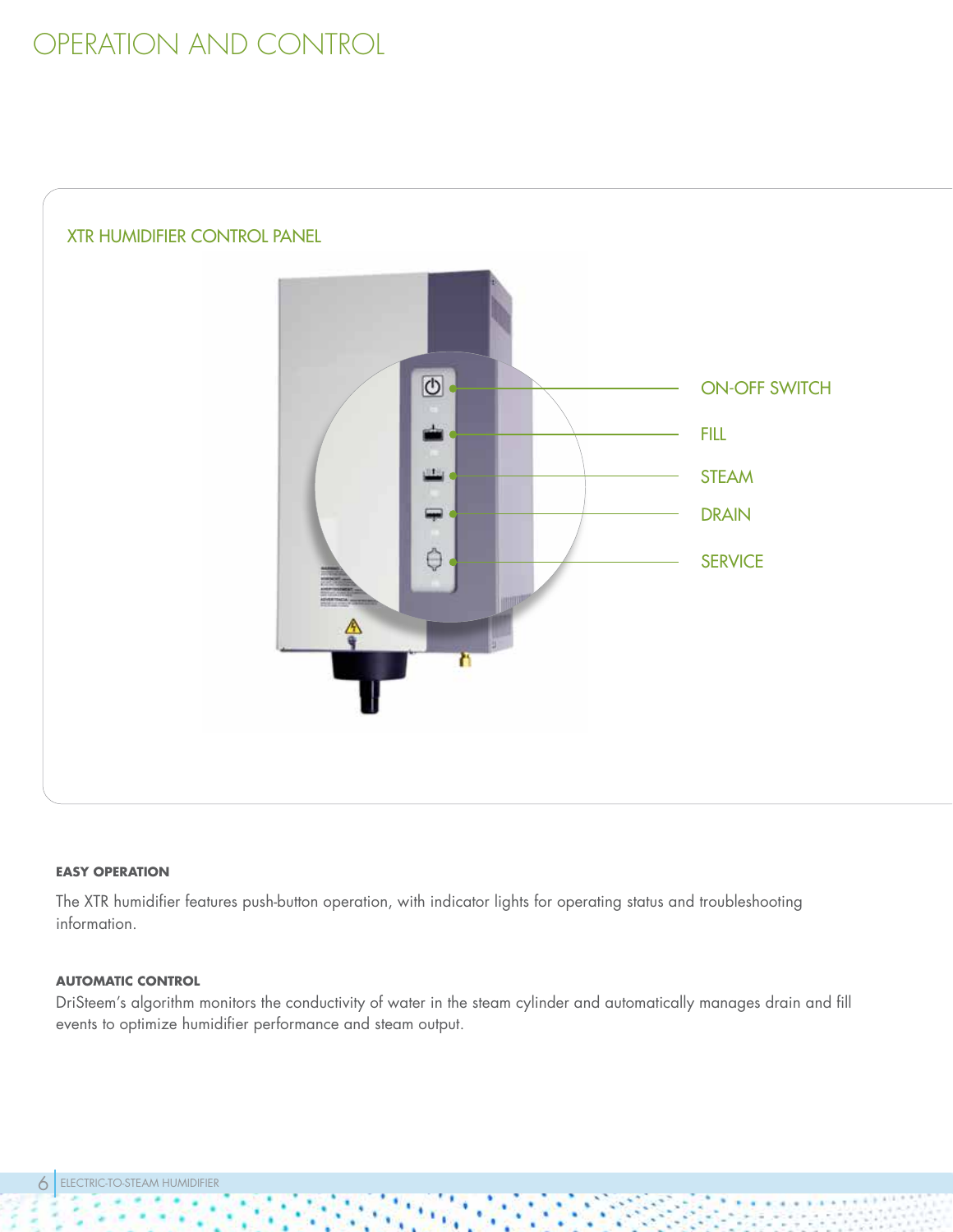# OPERATION AND CONTROL

## XTR HUMIDIFIER CONTROL PANEL

ON-OFF SWITCH

FILL

STEAM

DRAIN

SERVICE

**EASY OPERATION**

The XTR humidifier features push-button operation, with indicator lights for operating status and troubleshooting information.

**AUTOMATIC CONTROL**

DriSteem's algorithm monitors the conductivity of water in the steam cylinder and automatically manages drain and fill events to optimize humidifier performance and steam output.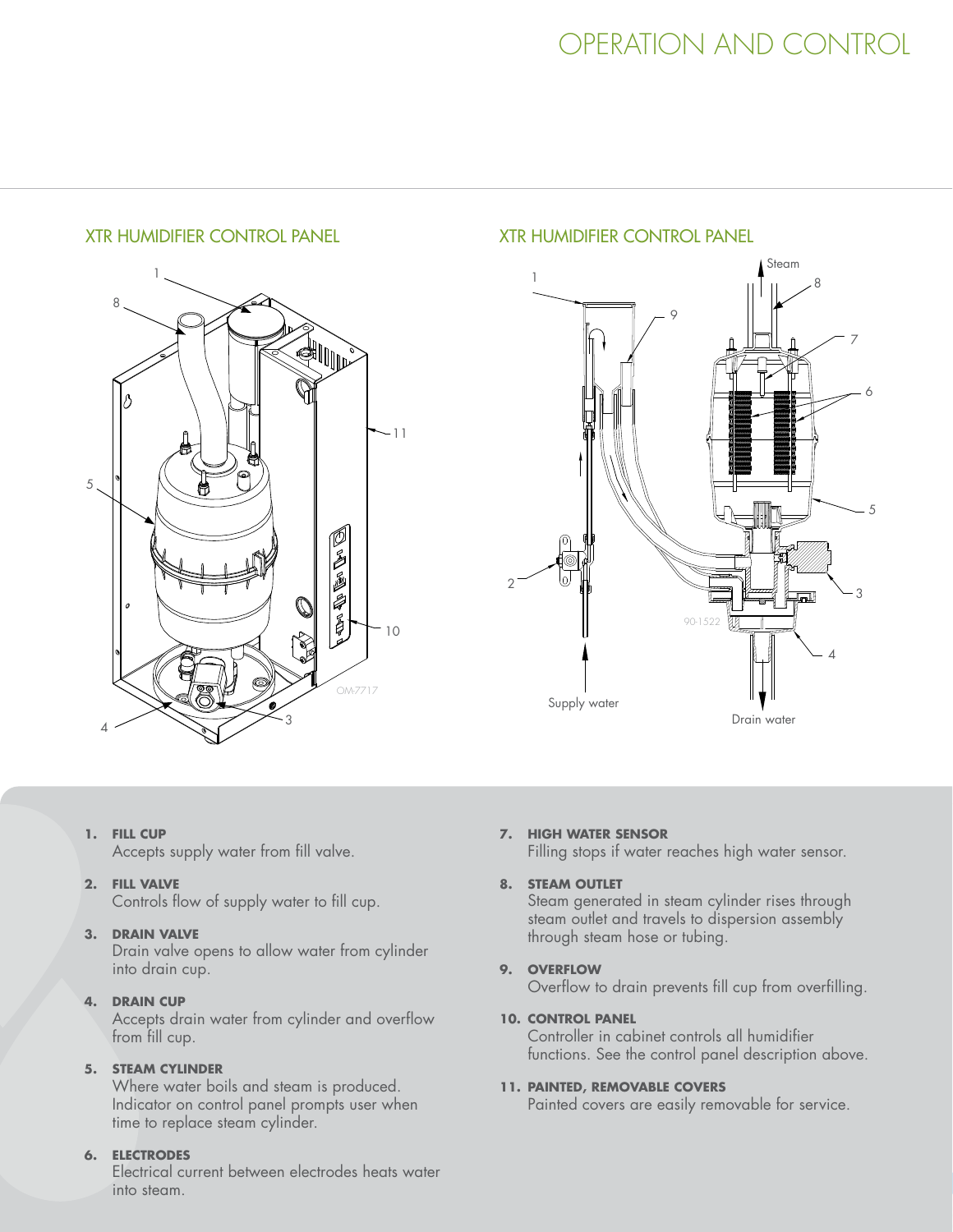# OPERATION AND CONTROL

## XTR HUMIDIFIER CONTROL PANEL

## XTR HUMIDIFIER CONTROL PANEL

1. **FILL CUP**
   Accepts supply water from fill valve.

2. **FILL VALVE**
   Controls flow of supply water to fill cup.

3. **DRAIN VALVE**
   Drain valve opens to allow water from cylinder into drain cup.

4. **DRAIN CUP**
   Accepts drain water from cylinder and overflow from fill cup.

5. **STEAM CYLINDER**
   Where water boils and steam is produced. Indicator on control panel prompts user when time to replace steam cylinder.

6. **ELECTRODES**
   Electrical current between electrodes heats water into steam.

7. **HIGH WATER SENSOR**
   Filling stops if water reaches high water sensor.

8. **STEAM OUTLET**
   Steam generated in steam cylinder rises through steam outlet and travels to dispersion assembly through steam hose or tubing.

9. **OVERFLOW**
   Overflow to drain prevents fill cup from overfilling.

10. **CONTROL PANEL**
    Controller in cabinet controls all humidifier functions. See the control panel description above.

11. **PAINTED, REMOVABLE COVERS**
    Painted covers are easily removable for service.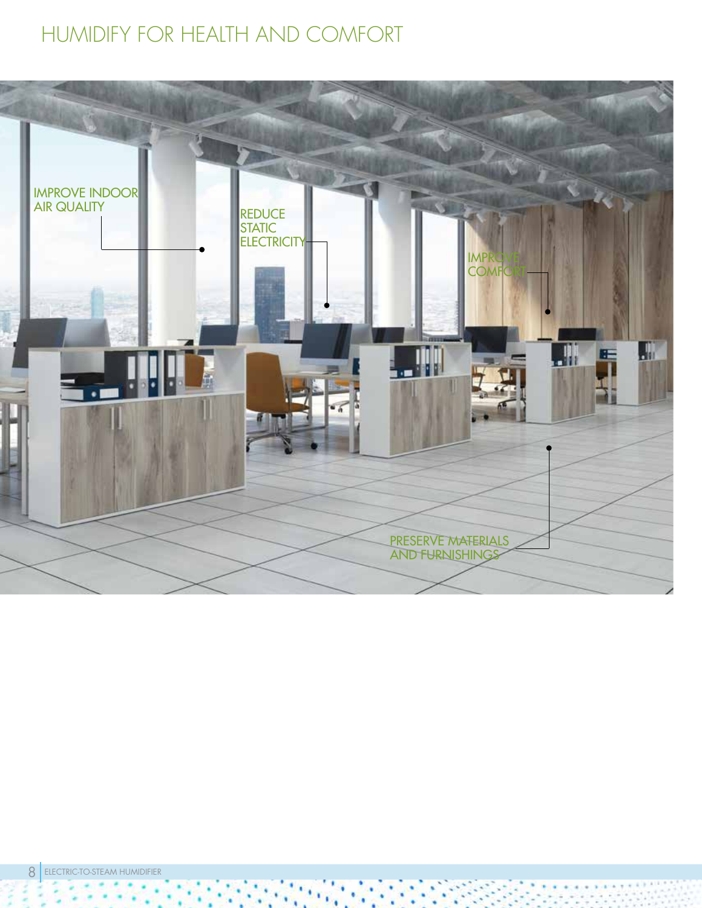# HUMIDIFY FOR HEALTH AND COMFORT

IMPROVE INDOOR AIR QUALITY

REDUCE STATIC ELECTRICITY

IMPROVE COMFORT

PRESERVE MATERIALS AND FURNISHINGS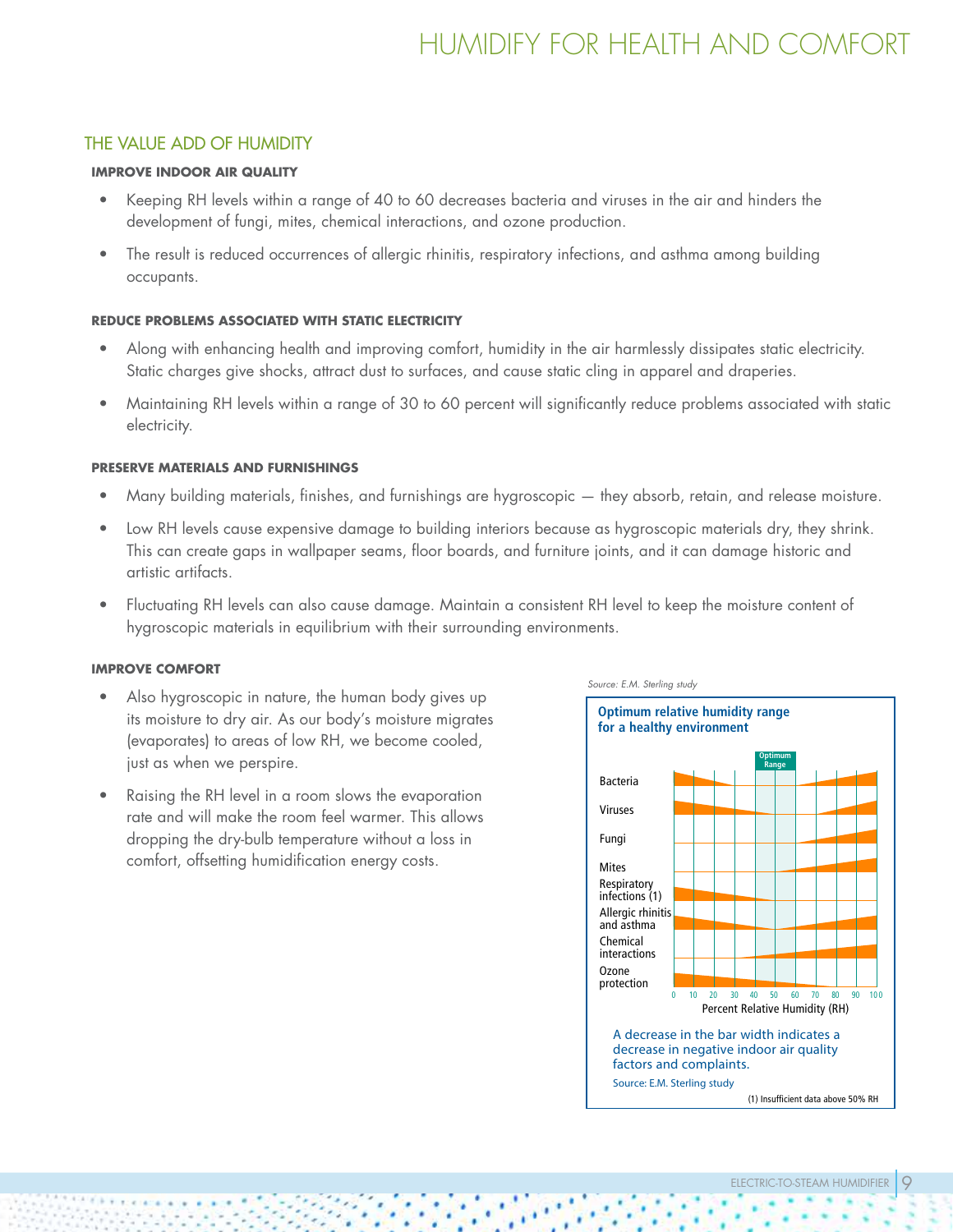# HUMIDIFY FOR HEALTH AND COMFORT

## THE VALUE ADD OF HUMIDITY

### IMPROVE INDOOR AIR QUALITY

- Keeping RH levels within a range of 40 to 60 decreases bacteria and viruses in the air and hinders the development of fungi, mites, chemical interactions, and ozone production.
- The result is reduced occurrences of allergic rhinitis, respiratory infections, and asthma among building occupants.

### REDUCE PROBLEMS ASSOCIATED WITH STATIC ELECTRICITY

- Along with enhancing health and improving comfort, humidity in the air harmlessly dissipates static electricity. Static charges give shocks, attract dust to surfaces, and cause static cling in apparel and draperies.
- Maintaining RH levels within a range of 30 to 60 percent will significantly reduce problems associated with static electricity.

### PRESERVE MATERIALS AND FURNISHINGS

- Many building materials, finishes, and furnishings are hygroscopic — they absorb, retain, and release moisture.
- Low RH levels cause expensive damage to building interiors because as hygroscopic materials dry, they shrink. This can create gaps in wallpaper seams, floor boards, and furniture joints, and it can damage historic and artistic artifacts.
- Fluctuating RH levels can also cause damage. Maintain a consistent RH level to keep the moisture content of hygroscopic materials in equilibrium with their surrounding environments.

### IMPROVE COMFORT

- Also hygroscopic in nature, the human body gives up its moisture to dry air. As our body's moisture migrates (evaporates) to areas of low RH, we become cooled, just as when we perspire.
- Raising the RH level in a room slows the evaporation rate and will make the room feel warmer. This allows dropping the dry-bulb temperature without a loss in comfort, offsetting humidification energy costs.

*Source: E.M. Sterling study*

**Optimum relative humidity range for a healthy environment**

Optimum Range

Bacteria
Viruses
Fungi
Mites
Respiratory infections (1)
Allergic rhinitis and asthma
Chemical interactions
Ozone protection

0 10 20 30 40 50 60 70 80 90 100

Percent Relative Humidity (RH)

A decrease in the bar width indicates a decrease in negative indoor air quality factors and complaints.

Source: E.M. Sterling study

(1) Insufficient data above 50% RH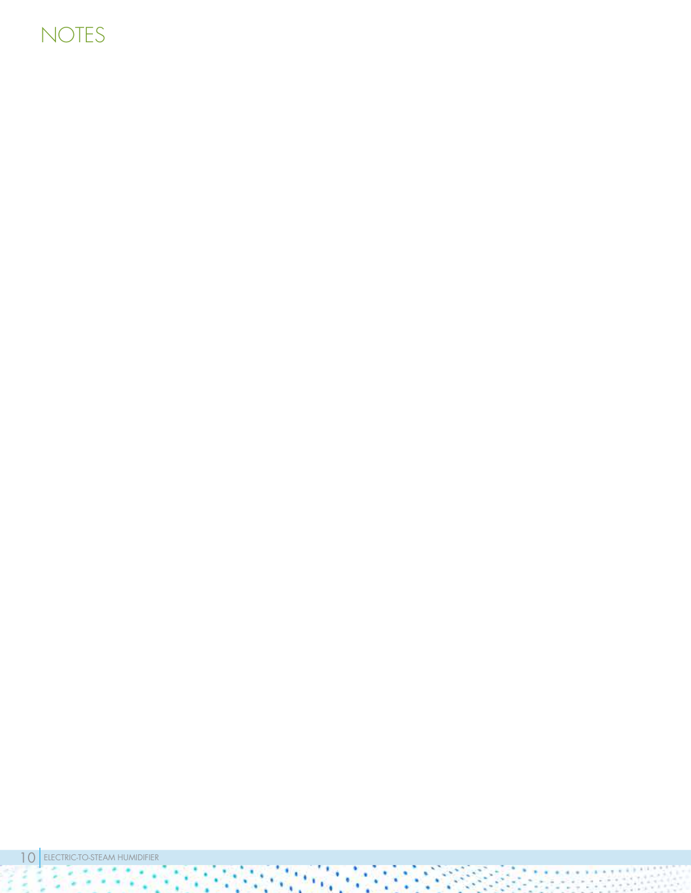# NOTES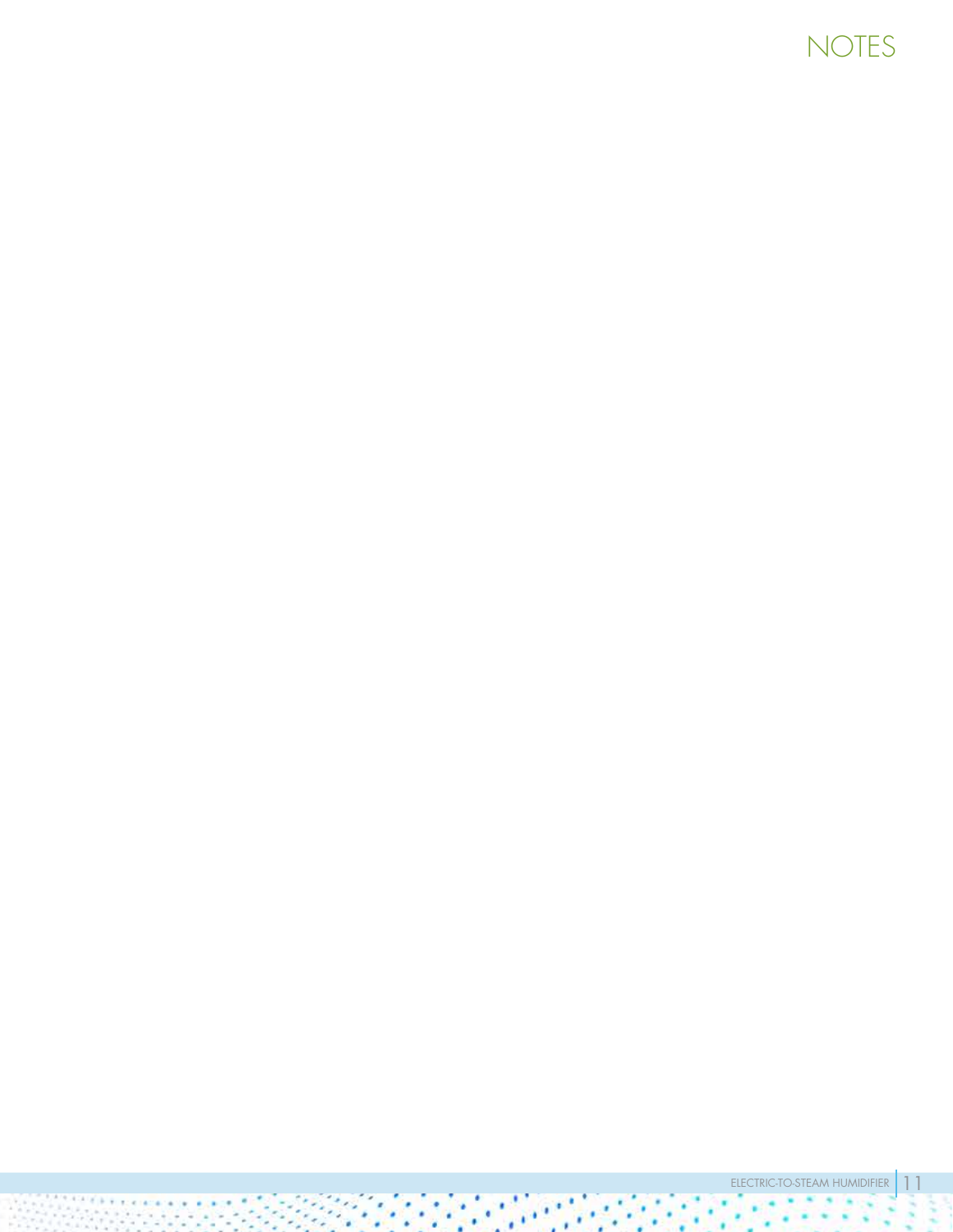# NOTES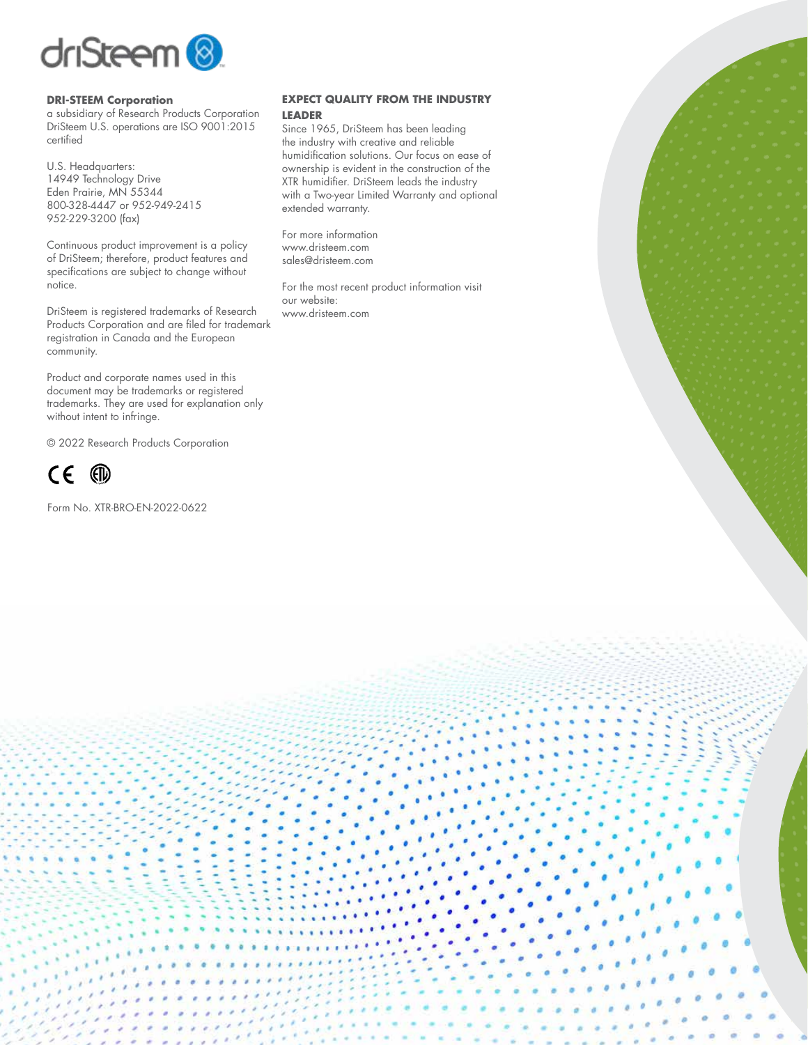**DRI-STEEM Corporation**
a subsidiary of Research Products Corporation
DriSteem U.S. operations are ISO 9001:2015 certified

U.S. Headquarters:
14949 Technology Drive
Eden Prairie, MN 55344
800-328-4447 or 952-949-2415
952-229-3200 (fax)

Continuous product improvement is a policy of DriSteem; therefore, product features and specifications are subject to change without notice.

DriSteem is registered trademarks of Research Products Corporation and are filed for trademark registration in Canada and the European community.

Product and corporate names used in this document may be trademarks or registered trademarks. They are used for explanation only without intent to infringe.

© 2022 Research Products Corporation

Form No. XTR-BRO-EN-2022-0622

**EXPECT QUALITY FROM THE INDUSTRY LEADER**

Since 1965, DriSteem has been leading the industry with creative and reliable humidification solutions. Our focus on ease of ownership is evident in the construction of the XTR humidifier. DriSteem leads the industry with a Two-year Limited Warranty and optional extended warranty.

For more information
www.dristeem.com
sales@dristeem.com

For the most recent product information visit our website:
www.dristeem.com